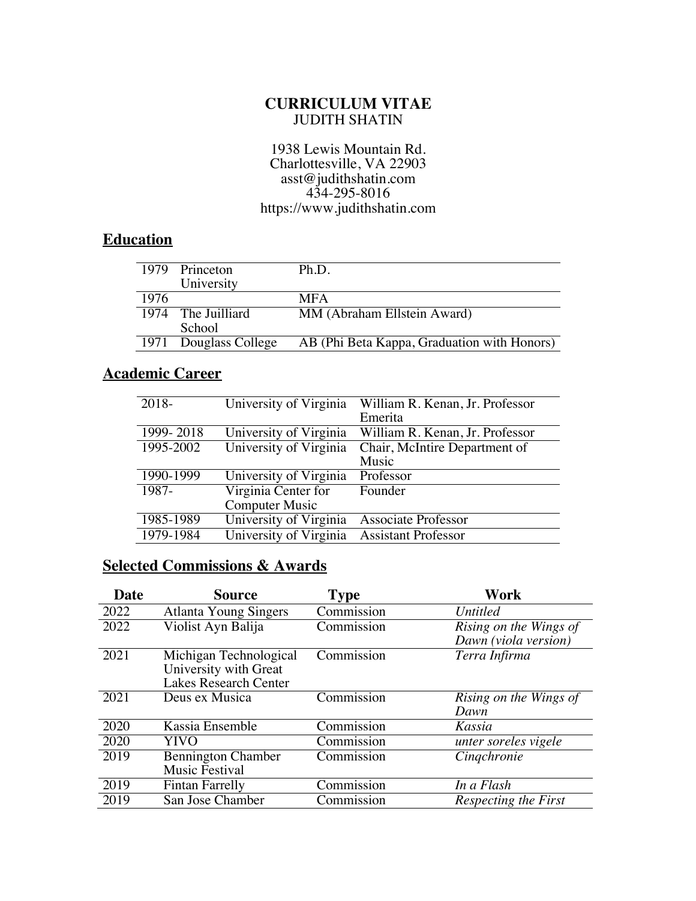# CURRICULUM VITAE

JUDITH SHATIN

1938 Lewis Mountain Rd.
Charlottesville, VA 22903
asst@judithshatin.com
434-295-8016
https://www.judithshatin.com

## Education

| | | |
|---|---|---|
| 1979 | Princeton University | Ph.D. |
| 1976 | | MFA |
| 1974 | The Juilliard School | MM (Abraham Ellstein Award) |
| 1971 | Douglass College | AB (Phi Beta Kappa, Graduation with Honors) |

## Academic Career

| | | |
|---|---|---|
| 2018- | University of Virginia | William R. Kenan, Jr. Professor Emerita |
| 1999- 2018 | University of Virginia | William R. Kenan, Jr. Professor |
| 1995-2002 | University of Virginia | Chair, McIntire Department of Music |
| 1990-1999 | University of Virginia | Professor |
| 1987- | Virginia Center for Computer Music | Founder |
| 1985-1989 | University of Virginia | Associate Professor |
| 1979-1984 | University of Virginia | Assistant Professor |

## Selected Commissions & Awards

| Date | Source | Type | Work |
|---|---|---|---|
| 2022 | Atlanta Young Singers | Commission | *Untitled* |
| 2022 | Violist Ayn Balija | Commission | *Rising on the Wings of Dawn (viola version)* |
| 2021 | Michigan Technological University with Great Lakes Research Center | Commission | *Terra Infirma* |
| 2021 | Deus ex Musica | Commission | *Rising on the Wings of Dawn* |
| 2020 | Kassia Ensemble | Commission | *Kassia* |
| 2020 | YIVO | Commission | *unter soreles vigele* |
| 2019 | Bennington Chamber Music Festival | Commission | *Cinqchronie* |
| 2019 | Fintan Farrelly | Commission | *In a Flash* |
| 2019 | San Jose Chamber | Commission | *Respecting the First* |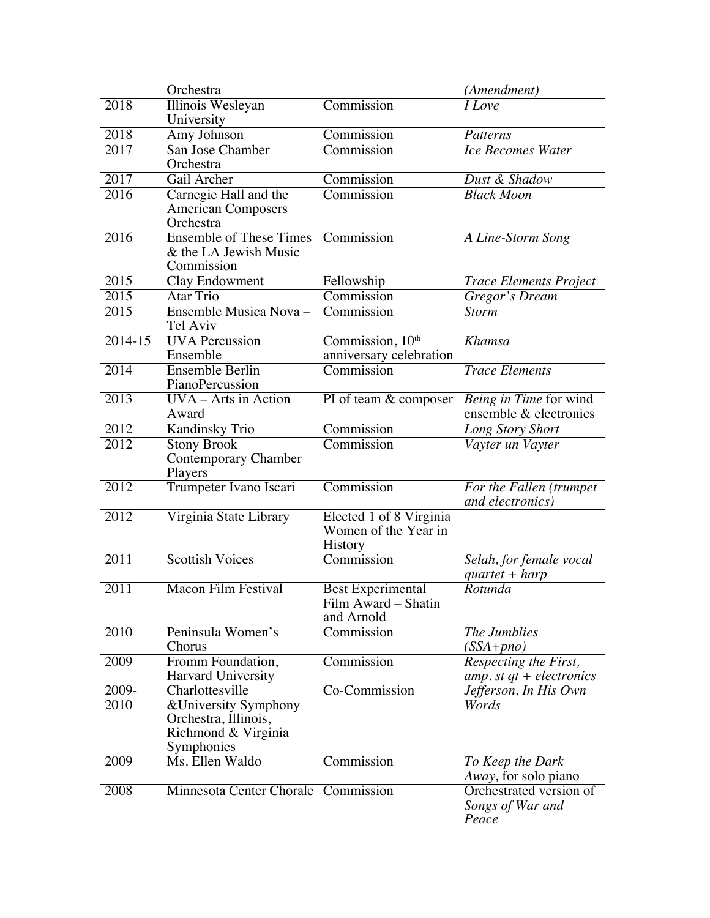| | | | |
|---|---|---|---|
| | Orchestra | | *(Amendment)* |
| 2018 | Illinois Wesleyan University | Commission | *I Love* |
| 2018 | Amy Johnson | Commission | *Patterns* |
| 2017 | San Jose Chamber Orchestra | Commission | *Ice Becomes Water* |
| 2017 | Gail Archer | Commission | *Dust & Shadow* |
| 2016 | Carnegie Hall and the American Composers Orchestra | Commission | *Black Moon* |
| 2016 | Ensemble of These Times & the LA Jewish Music Commission | Commission | *A Line-Storm Song* |
| 2015 | Clay Endowment | Fellowship | *Trace Elements Project* |
| 2015 | Atar Trio | Commission | *Gregor's Dream* |
| 2015 | Ensemble Musica Nova – Tel Aviv | Commission | *Storm* |
| 2014-15 | UVA Percussion Ensemble | Commission, 10th anniversary celebration | *Khamsa* |
| 2014 | Ensemble Berlin PianoPercussion | Commission | *Trace Elements* |
| 2013 | UVA – Arts in Action Award | PI of team & composer | *Being in Time* for wind ensemble & electronics |
| 2012 | Kandinsky Trio | Commission | *Long Story Short* |
| 2012 | Stony Brook Contemporary Chamber Players | Commission | *Vayter un Vayter* |
| 2012 | Trumpeter Ivano Iscari | Commission | *For the Fallen (trumpet and electronics)* |
| 2012 | Virginia State Library | Elected 1 of 8 Virginia Women of the Year in History | |
| 2011 | Scottish Voices | Commission | *Selah, for female vocal quartet + harp* |
| 2011 | Macon Film Festival | Best Experimental Film Award – Shatin and Arnold | *Rotunda* |
| 2010 | Peninsula Women's Chorus | Commission | *The Jumblies (SSA+pno)* |
| 2009 | Fromm Foundation, Harvard University | Commission | *Respecting the First, amp. st qt + electronics* |
| 2009-2010 | Charlottesville &University Symphony Orchestra, Illinois, Richmond & Virginia Symphonies | Co-Commission | *Jefferson, In His Own Words* |
| 2009 | Ms. Ellen Waldo | Commission | *To Keep the Dark Away,* for solo piano |
| 2008 | Minnesota Center Chorale | Commission | Orchestrated version of *Songs of War and Peace* |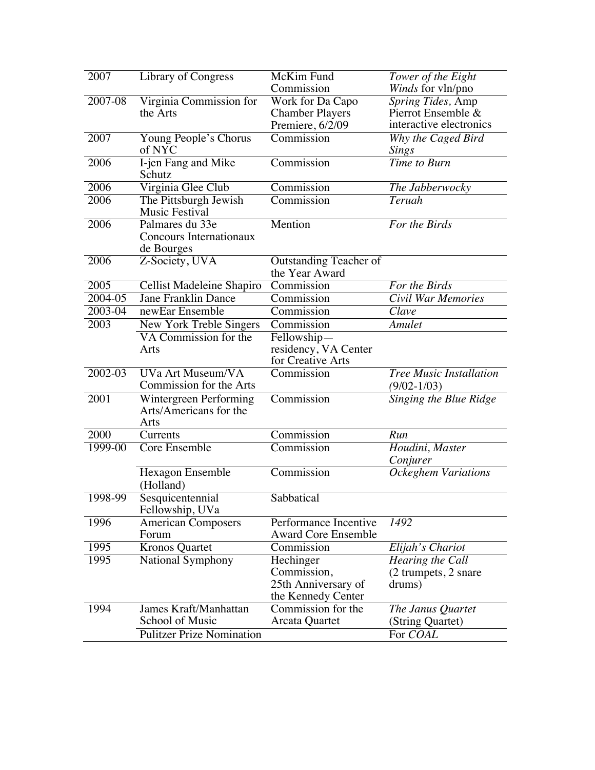| 2007 | Library of Congress | McKim Fund Commission | *Tower of the Eight Winds* for vln/pno |
|---|---|---|---|
| 2007-08 | Virginia Commission for the Arts | Work for Da Capo Chamber Players Premiere, 6/2/09 | *Spring Tides,* Amp Pierrot Ensemble & interactive electronics |
| 2007 | Young People's Chorus of NYC | Commission | *Why the Caged Bird Sings* |
| 2006 | I-jen Fang and Mike Schutz | Commission | *Time to Burn* |
| 2006 | Virginia Glee Club | Commission | *The Jabberwocky* |
| 2006 | The Pittsburgh Jewish Music Festival | Commission | *Teruah* |
| 2006 | Palmares du 33e Concours Internationaux de Bourges | Mention | *For the Birds* |
| 2006 | Z-Society, UVA | Outstanding Teacher of the Year Award | |
| 2005 | Cellist Madeleine Shapiro | Commission | *For the Birds* |
| 2004-05 | Jane Franklin Dance | Commission | *Civil War Memories* |
| 2003-04 | newEar Ensemble | Commission | *Clave* |
| 2003 | New York Treble Singers | Commission | *Amulet* |
| | VA Commission for the Arts | Fellowship—residency, VA Center for Creative Arts | |
| 2002-03 | UVa Art Museum/VA Commission for the Arts | Commission | *Tree Music Installation (9/02-1/03)* |
| 2001 | Wintergreen Performing Arts/Americans for the Arts | Commission | *Singing the Blue Ridge* |
| 2000 | Currents | Commission | *Run* |
| 1999-00 | Core Ensemble | Commission | *Houdini, Master Conjurer* |
| | Hexagon Ensemble (Holland) | Commission | *Ockeghem Variations* |
| 1998-99 | Sesquicentennial Fellowship, UVa | Sabbatical | |
| 1996 | American Composers Forum | Performance Incentive Award Core Ensemble | *1492* |
| 1995 | Kronos Quartet | Commission | *Elijah's Chariot* |
| 1995 | National Symphony | Hechinger Commission, 25th Anniversary of the Kennedy Center | *Hearing the Call* (2 trumpets, 2 snare drums) |
| 1994 | James Kraft/Manhattan School of Music | Commission for the Arcata Quartet | *The Janus Quartet* (String Quartet) |
| | Pulitzer Prize Nomination | | For *COAL* |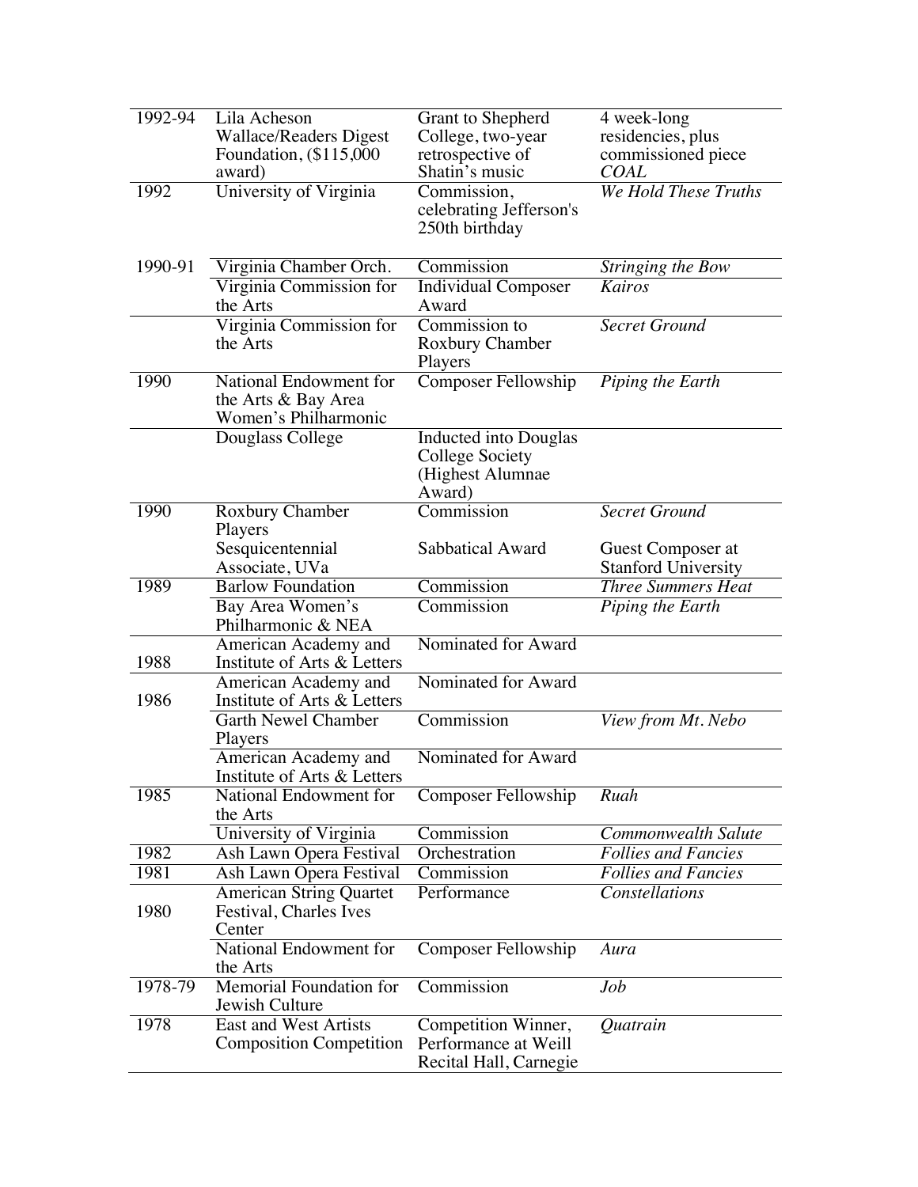| | | | |
|---|---|---|---|
| 1992-94 | Lila Acheson Wallace/Readers Digest Foundation, ($115,000 award) | Grant to Shepherd College, two-year retrospective of Shatin's music | 4 week-long residencies, plus commissioned piece *COAL* |
| 1992 | University of Virginia | Commission, celebrating Jefferson's 250th birthday | *We Hold These Truths* |
| 1990-91 | Virginia Chamber Orch. | Commission | *Stringing the Bow* |
| | Virginia Commission for the Arts | Individual Composer Award | *Kairos* |
| | Virginia Commission for the Arts | Commission to Roxbury Chamber Players | *Secret Ground* |
| 1990 | National Endowment for the Arts & Bay Area Women's Philharmonic | Composer Fellowship | *Piping the Earth* |
| | Douglass College | Inducted into Douglas College Society (Highest Alumnae Award) | |
| 1990 | Roxbury Chamber Players | Commission | *Secret Ground* |
| | Sesquicentennial Associate, UVa | Sabbatical Award | Guest Composer at Stanford University |
| 1989 | Barlow Foundation | Commission | *Three Summers Heat* |
| | Bay Area Women's Philharmonic & NEA | Commission | *Piping the Earth* |
| 1988 | American Academy and Institute of Arts & Letters | Nominated for Award | |
| 1986 | American Academy and Institute of Arts & Letters | Nominated for Award | |
| | Garth Newel Chamber Players | Commission | *View from Mt. Nebo* |
| | American Academy and Institute of Arts & Letters | Nominated for Award | |
| 1985 | National Endowment for the Arts | Composer Fellowship | *Ruah* |
| | University of Virginia | Commission | *Commonwealth Salute* |
| 1982 | Ash Lawn Opera Festival | Orchestration | *Follies and Fancies* |
| 1981 | Ash Lawn Opera Festival | Commission | *Follies and Fancies* |
| 1980 | American String Quartet Festival, Charles Ives Center | Performance | *Constellations* |
| | National Endowment for the Arts | Composer Fellowship | *Aura* |
| 1978-79 | Memorial Foundation for Jewish Culture | Commission | *Job* |
| 1978 | East and West Artists Composition Competition | Competition Winner, Performance at Weill Recital Hall, Carnegie | *Quatrain* |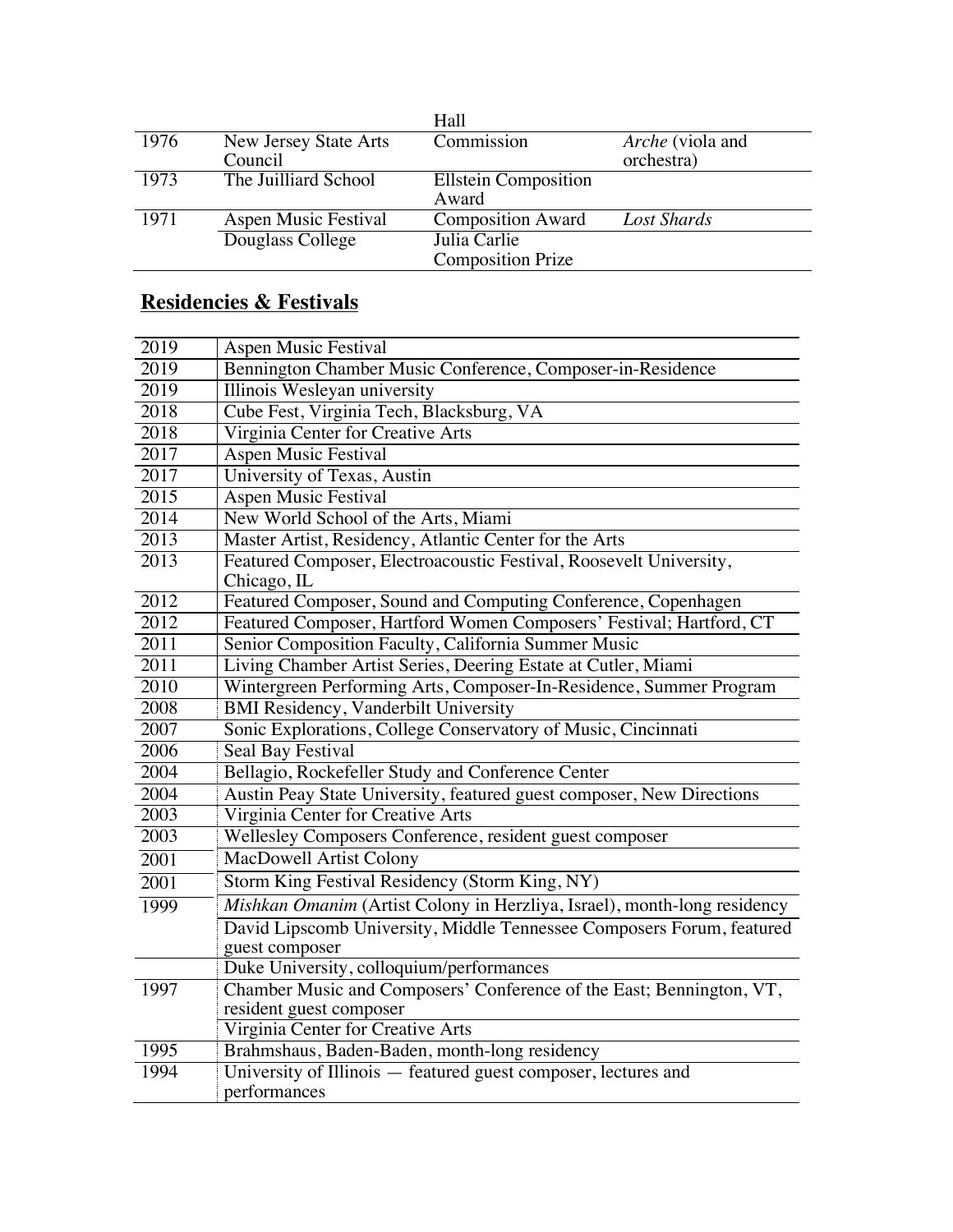| | | | |
|---|---|---|---|
| | | Hall | |
| 1976 | New Jersey State Arts Council | Commission | *Arche* (viola and orchestra) |
| 1973 | The Juilliard School | Ellstein Composition Award | |
| 1971 | Aspen Music Festival | Composition Award | *Lost Shards* |
| | Douglass College | Julia Carlie Composition Prize | |

## **Residencies & Festivals**

| | |
|---|---|
| 2019 | Aspen Music Festival |
| 2019 | Bennington Chamber Music Conference, Composer-in-Residence |
| 2019 | Illinois Wesleyan university |
| 2018 | Cube Fest, Virginia Tech, Blacksburg, VA |
| 2018 | Virginia Center for Creative Arts |
| 2017 | Aspen Music Festival |
| 2017 | University of Texas, Austin |
| 2015 | Aspen Music Festival |
| 2014 | New World School of the Arts, Miami |
| 2013 | Master Artist, Residency, Atlantic Center for the Arts |
| 2013 | Featured Composer, Electroacoustic Festival, Roosevelt University, Chicago, IL |
| 2012 | Featured Composer, Sound and Computing Conference, Copenhagen |
| 2012 | Featured Composer, Hartford Women Composers' Festival; Hartford, CT |
| 2011 | Senior Composition Faculty, California Summer Music |
| 2011 | Living Chamber Artist Series, Deering Estate at Cutler, Miami |
| 2010 | Wintergreen Performing Arts, Composer-In-Residence, Summer Program |
| 2008 | BMI Residency, Vanderbilt University |
| 2007 | Sonic Explorations, College Conservatory of Music, Cincinnati |
| 2006 | Seal Bay Festival |
| 2004 | Bellagio, Rockefeller Study and Conference Center |
| 2004 | Austin Peay State University, featured guest composer, New Directions |
| 2003 | Virginia Center for Creative Arts |
| 2003 | Wellesley Composers Conference, resident guest composer |
| 2001 | MacDowell Artist Colony |
| 2001 | Storm King Festival Residency (Storm King, NY) |
| 1999 | *Mishkan Omanim* (Artist Colony in Herzliya, Israel), month-long residency |
| | David Lipscomb University, Middle Tennessee Composers Forum, featured guest composer |
| | Duke University, colloquium/performances |
| 1997 | Chamber Music and Composers' Conference of the East; Bennington, VT, resident guest composer |
| | Virginia Center for Creative Arts |
| 1995 | Brahmshaus, Baden-Baden, month-long residency |
| 1994 | University of Illinois — featured guest composer, lectures and performances |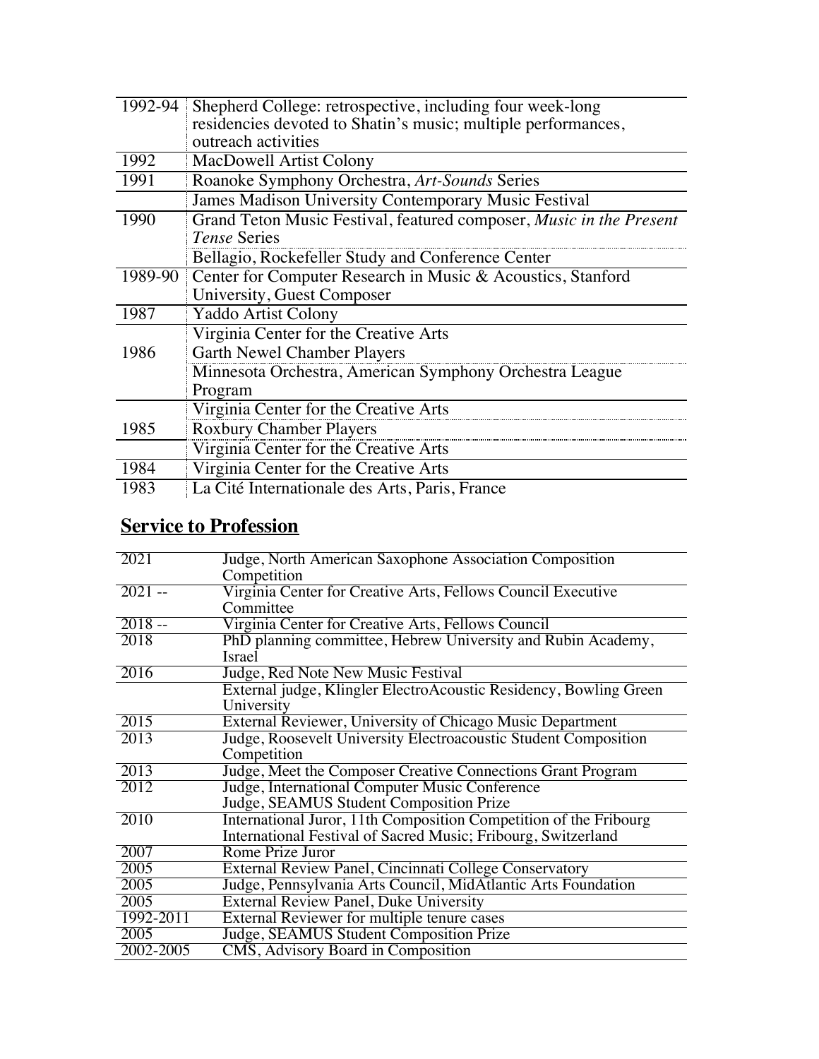| | |
|---|---|
| 1992-94 | Shepherd College: retrospective, including four week-long residencies devoted to Shatin's music; multiple performances, outreach activities |
| 1992 | MacDowell Artist Colony |
| 1991 | Roanoke Symphony Orchestra, *Art-Sounds* Series |
| | James Madison University Contemporary Music Festival |
| 1990 | Grand Teton Music Festival, featured composer, *Music in the Present Tense* Series |
| | Bellagio, Rockefeller Study and Conference Center |
| 1989-90 | Center for Computer Research in Music & Acoustics, Stanford University, Guest Composer |
| 1987 | Yaddo Artist Colony |
| 1986 | Virginia Center for the Creative Arts |
| | Garth Newel Chamber Players |
| | Minnesota Orchestra, American Symphony Orchestra League Program |
| 1985 | Virginia Center for the Creative Arts |
| | Roxbury Chamber Players |
| | Virginia Center for the Creative Arts |
| 1984 | Virginia Center for the Creative Arts |
| 1983 | La Cité Internationale des Arts, Paris, France |

## Service to Profession

| | |
|---|---|
| 2021 | Judge, North American Saxophone Association Composition Competition |
| 2021 -- | Virginia Center for Creative Arts, Fellows Council Executive Committee |
| 2018 -- | Virginia Center for Creative Arts, Fellows Council |
| 2018 | PhD planning committee, Hebrew University and Rubin Academy, Israel |
| 2016 | Judge, Red Note New Music Festival |
| | External judge, Klingler ElectroAcoustic Residency, Bowling Green University |
| 2015 | External Reviewer, University of Chicago Music Department |
| 2013 | Judge, Roosevelt University Electroacoustic Student Composition Competition |
| 2013 | Judge, Meet the Composer Creative Connections Grant Program |
| 2012 | Judge, International Computer Music Conference<br>Judge, SEAMUS Student Composition Prize |
| 2010 | International Juror, 11th Composition Competition of the Fribourg International Festival of Sacred Music; Fribourg, Switzerland |
| 2007 | Rome Prize Juror |
| 2005 | External Review Panel, Cincinnati College Conservatory |
| 2005 | Judge, Pennsylvania Arts Council, MidAtlantic Arts Foundation |
| 2005 | External Review Panel, Duke University |
| 1992-2011 | External Reviewer for multiple tenure cases |
| 2005 | Judge, SEAMUS Student Composition Prize |
| 2002-2005 | CMS, Advisory Board in Composition |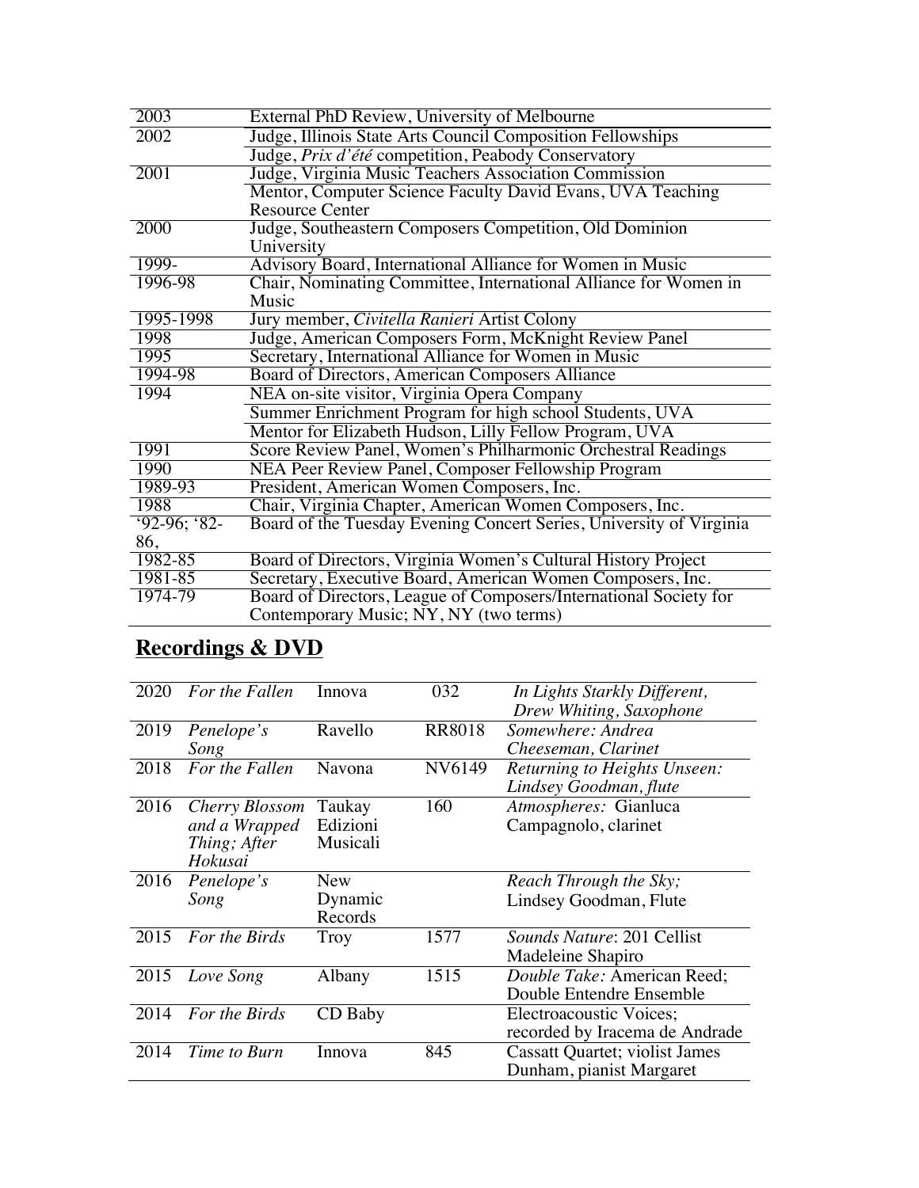| | |
|---|---|
| 2003 | External PhD Review, University of Melbourne |
| 2002 | Judge, Illinois State Arts Council Composition Fellowships |
| | Judge, *Prix d'été* competition, Peabody Conservatory |
| 2001 | Judge, Virginia Music Teachers Association Commission |
| | Mentor, Computer Science Faculty David Evans, UVA Teaching Resource Center |
| 2000 | Judge, Southeastern Composers Competition, Old Dominion University |
| 1999- | Advisory Board, International Alliance for Women in Music |
| 1996-98 | Chair, Nominating Committee, International Alliance for Women in Music |
| 1995-1998 | Jury member, *Civitella Ranieri* Artist Colony |
| 1998 | Judge, American Composers Form, McKnight Review Panel |
| 1995 | Secretary, International Alliance for Women in Music |
| 1994-98 | Board of Directors, American Composers Alliance |
| 1994 | NEA on-site visitor, Virginia Opera Company |
| | Summer Enrichment Program for high school Students, UVA |
| | Mentor for Elizabeth Hudson, Lilly Fellow Program, UVA |
| 1991 | Score Review Panel, Women's Philharmonic Orchestral Readings |
| 1990 | NEA Peer Review Panel, Composer Fellowship Program |
| 1989-93 | President, American Women Composers, Inc. |
| 1988 | Chair, Virginia Chapter, American Women Composers, Inc. |
| '92-96; '82-86, | Board of the Tuesday Evening Concert Series, University of Virginia |
| 1982-85 | Board of Directors, Virginia Women's Cultural History Project |
| 1981-85 | Secretary, Executive Board, American Women Composers, Inc. |
| 1974-79 | Board of Directors, League of Composers/International Society for Contemporary Music; NY, NY (two terms) |

## Recordings & DVD

| | | | | |
|---|---|---|---|---|
| 2020 | *For the Fallen* | Innova | 032 | *In Lights Starkly Different, Drew Whiting, Saxophone* |
| 2019 | *Penelope's Song* | Ravello | RR8018 | *Somewhere: Andrea Cheeseman, Clarinet* |
| 2018 | *For the Fallen* | Navona | NV6149 | *Returning to Heights Unseen: Lindsey Goodman, flute* |
| 2016 | *Cherry Blossom and a Wrapped Thing; After Hokusai* | Taukay Edizioni Musicali | 160 | *Atmospheres:* Gianluca Campagnolo, clarinet |
| 2016 | *Penelope's Song* | New Dynamic Records | | *Reach Through the Sky;* Lindsey Goodman, Flute |
| 2015 | *For the Birds* | Troy | 1577 | *Sounds Nature*: 201 Cellist Madeleine Shapiro |
| 2015 | *Love Song* | Albany | 1515 | *Double Take:* American Reed; Double Entendre Ensemble |
| 2014 | *For the Birds* | CD Baby | | Electroacoustic Voices; recorded by Iracema de Andrade |
| 2014 | *Time to Burn* | Innova | 845 | Cassatt Quartet; violist James Dunham, pianist Margaret |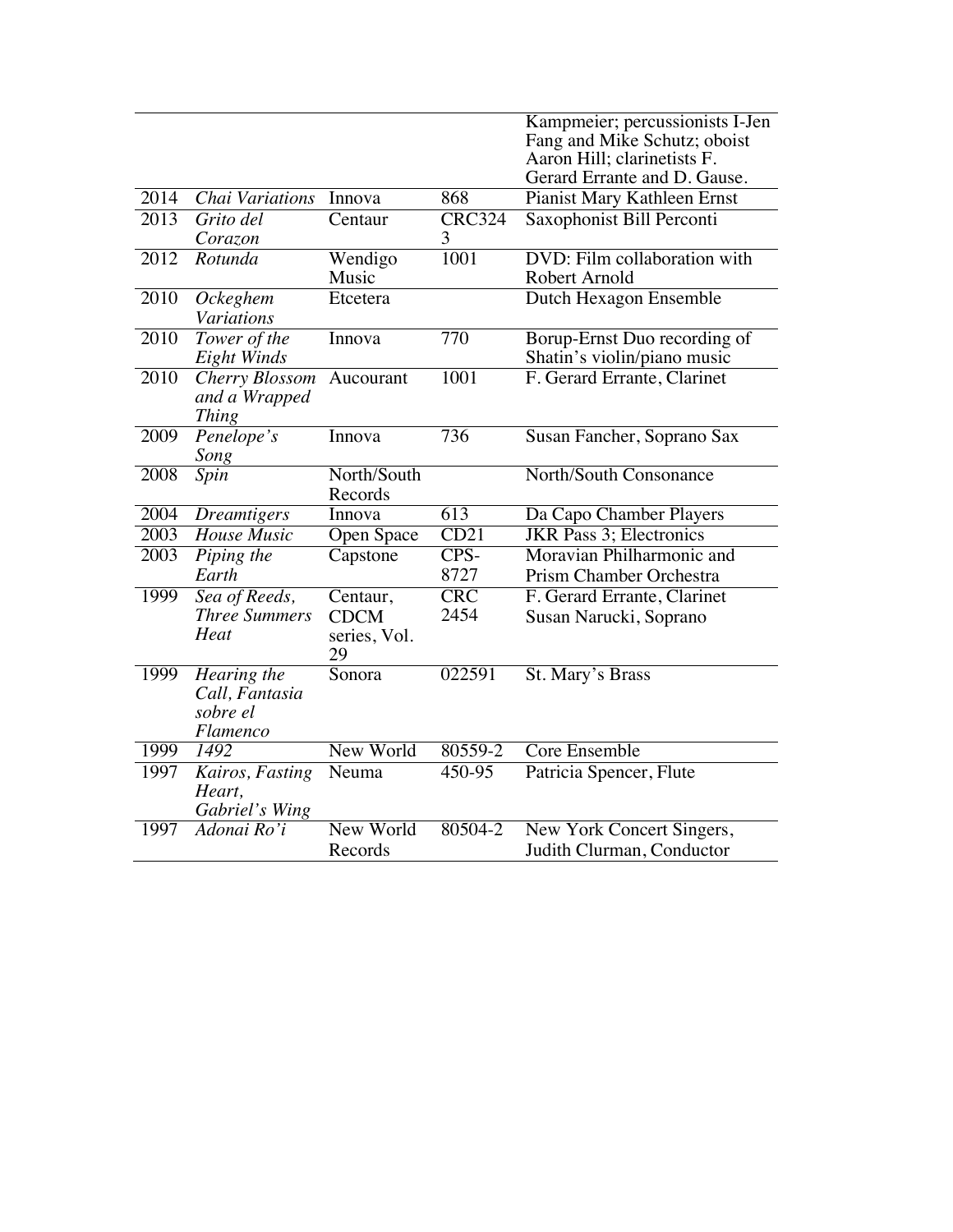| | | | | |
|---|---|---|---|---|
| | | | | Kampmeier; percussionists I-Jen Fang and Mike Schutz; oboist Aaron Hill; clarinetists F. Gerard Errante and D. Gause. |
| 2014 | *Chai Variations* | Innova | 868 | Pianist Mary Kathleen Ernst |
| 2013 | *Grito del Corazon* | Centaur | CRC3243 | Saxophonist Bill Perconti |
| 2012 | *Rotunda* | Wendigo Music | 1001 | DVD: Film collaboration with Robert Arnold |
| 2010 | *Ockeghem Variations* | Etcetera | | Dutch Hexagon Ensemble |
| 2010 | *Tower of the Eight Winds* | Innova | 770 | Borup-Ernst Duo recording of Shatin's violin/piano music |
| 2010 | *Cherry Blossom and a Wrapped Thing* | Aucourant | 1001 | F. Gerard Errante, Clarinet |
| 2009 | *Penelope's Song* | Innova | 736 | Susan Fancher, Soprano Sax |
| 2008 | *Spin* | North/South Records | | North/South Consonance |
| 2004 | *Dreamtigers* | Innova | 613 | Da Capo Chamber Players |
| 2003 | *House Music* | Open Space | CD21 | JKR Pass 3; Electronics |
| 2003 | *Piping the Earth* | Capstone | CPS-8727 | Moravian Philharmonic and Prism Chamber Orchestra |
| 1999 | *Sea of Reeds, Three Summers Heat* | Centaur, CDCM series, Vol. 29 | CRC 2454 | F. Gerard Errante, Clarinet Susan Narucki, Soprano |
| 1999 | *Hearing the Call, Fantasia sobre el Flamenco* | Sonora | 022591 | St. Mary's Brass |
| 1999 | *1492* | New World | 80559-2 | Core Ensemble |
| 1997 | *Kairos, Fasting Heart, Gabriel's Wing* | Neuma | 450-95 | Patricia Spencer, Flute |
| 1997 | *Adonai Ro'i* | New World Records | 80504-2 | New York Concert Singers, Judith Clurman, Conductor |